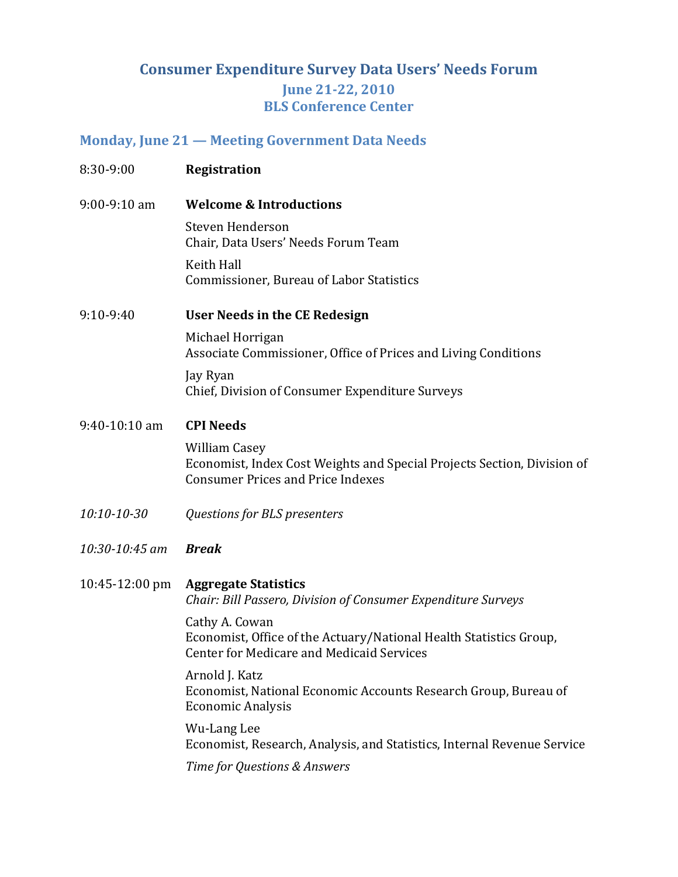# Consumer Expenditure Survey Data Users' Needs Forum

### June 21-22, 2010
### BLS Conference Center

## Monday, June 21 — Meeting Government Data Needs

| | |
|---|---|
| 8:30-9:00 | **Registration** |
| 9:00-9:10 am | **Welcome & Introductions**<br><br>Steven Henderson<br>Chair, Data Users' Needs Forum Team<br><br>Keith Hall<br>Commissioner, Bureau of Labor Statistics |
| 9:10-9:40 | **User Needs in the CE Redesign**<br><br>Michael Horrigan<br>Associate Commissioner, Office of Prices and Living Conditions<br><br>Jay Ryan<br>Chief, Division of Consumer Expenditure Surveys |
| 9:40-10:10 am | **CPI Needs**<br><br>William Casey<br>Economist, Index Cost Weights and Special Projects Section, Division of Consumer Prices and Price Indexes |
| *10:10-10-30* | *Questions for BLS presenters* |
| *10:30-10:45 am* | ***Break*** |
| 10:45-12:00 pm | **Aggregate Statistics**<br>*Chair: Bill Passero, Division of Consumer Expenditure Surveys*<br><br>Cathy A. Cowan<br>Economist, Office of the Actuary/National Health Statistics Group, Center for Medicare and Medicaid Services<br><br>Arnold J. Katz<br>Economist, National Economic Accounts Research Group, Bureau of Economic Analysis<br><br>Wu-Lang Lee<br>Economist, Research, Analysis, and Statistics, Internal Revenue Service<br><br>*Time for Questions & Answers* |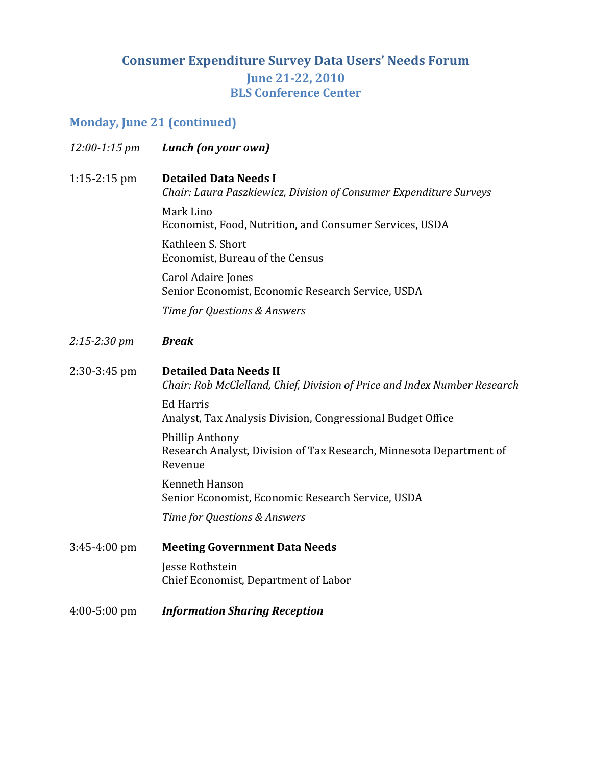# Consumer Expenditure Survey Data Users' Needs Forum

## June 21-22, 2010
## BLS Conference Center

### Monday, June 21 (continued)

*12:00-1:15 pm* ***Lunch (on your own)***

1:15-2:15 pm **Detailed Data Needs I**
*Chair: Laura Paszkiewicz, Division of Consumer Expenditure Surveys*

Mark Lino
Economist, Food, Nutrition, and Consumer Services, USDA

Kathleen S. Short
Economist, Bureau of the Census

Carol Adaire Jones
Senior Economist, Economic Research Service, USDA

*Time for Questions & Answers*

*2:15-2:30 pm* ***Break***

2:30-3:45 pm **Detailed Data Needs II**
*Chair: Rob McClelland, Chief, Division of Price and Index Number Research*

Ed Harris
Analyst, Tax Analysis Division, Congressional Budget Office

Phillip Anthony
Research Analyst, Division of Tax Research, Minnesota Department of Revenue

Kenneth Hanson
Senior Economist, Economic Research Service, USDA

*Time for Questions & Answers*

3:45-4:00 pm **Meeting Government Data Needs**

Jesse Rothstein
Chief Economist, Department of Labor

4:00-5:00 pm ***Information Sharing Reception***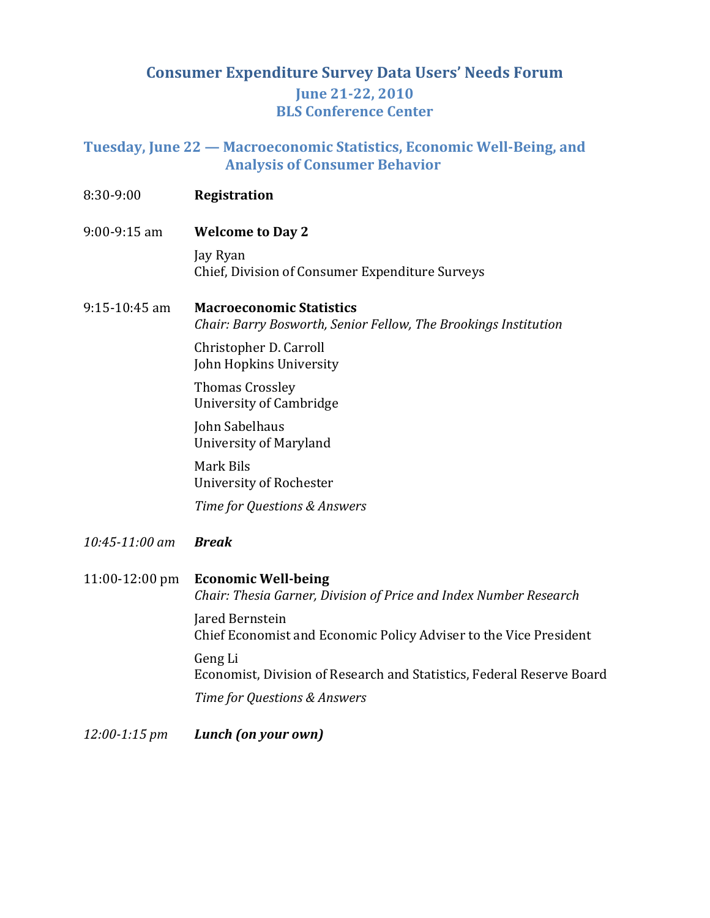# Consumer Expenditure Survey Data Users' Needs Forum

## June 21-22, 2010
## BLS Conference Center

### Tuesday, June 22 — Macroeconomic Statistics, Economic Well-Being, and Analysis of Consumer Behavior

8:30-9:00 **Registration**

9:00-9:15 am **Welcome to Day 2**

Jay Ryan
Chief, Division of Consumer Expenditure Surveys

9:15-10:45 am **Macroeconomic Statistics**
*Chair: Barry Bosworth, Senior Fellow, The Brookings Institution*

Christopher D. Carroll
John Hopkins University

Thomas Crossley
University of Cambridge

John Sabelhaus
University of Maryland

Mark Bils
University of Rochester

*Time for Questions & Answers*

*10:45-11:00 am* ***Break***

11:00-12:00 pm **Economic Well-being**
*Chair: Thesia Garner, Division of Price and Index Number Research*

Jared Bernstein
Chief Economist and Economic Policy Adviser to the Vice President

Geng Li
Economist, Division of Research and Statistics, Federal Reserve Board

*Time for Questions & Answers*

*12:00-1:15 pm* ***Lunch (on your own)***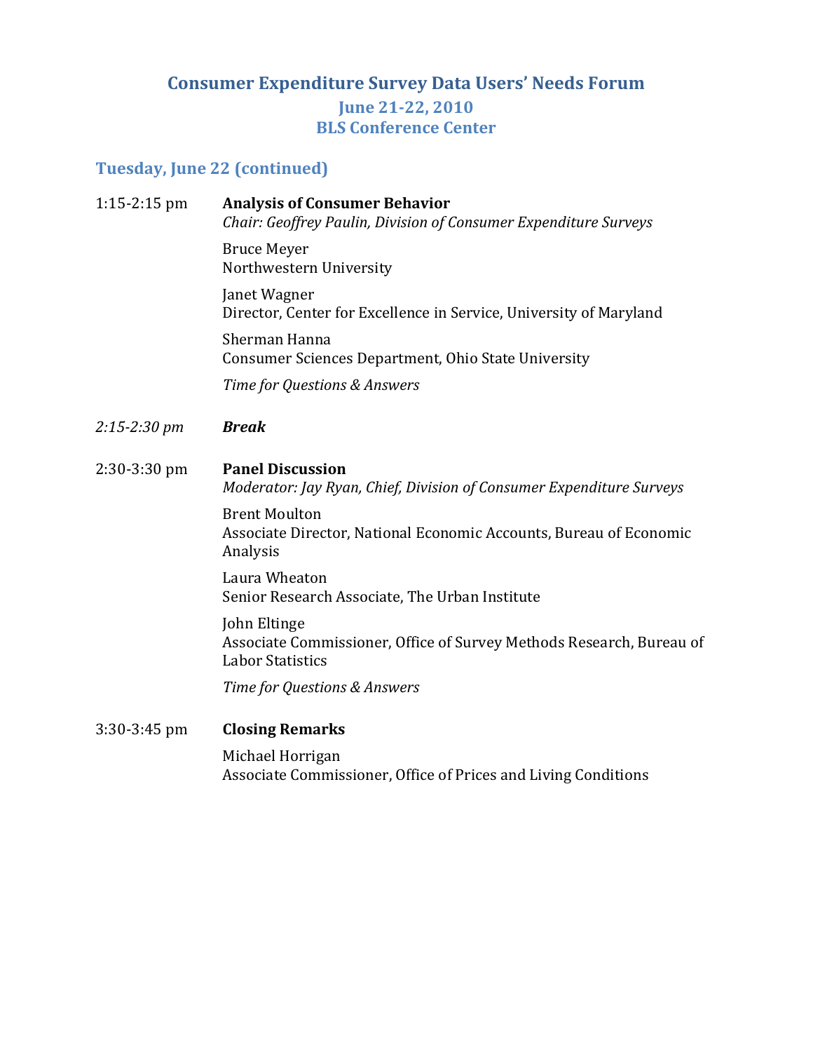# Consumer Expenditure Survey Data Users' Needs Forum

## June 21-22, 2010
## BLS Conference Center

### Tuesday, June 22 (continued)

1:15-2:15 pm **Analysis of Consumer Behavior**
*Chair: Geoffrey Paulin, Division of Consumer Expenditure Surveys*

Bruce Meyer
Northwestern University

Janet Wagner
Director, Center for Excellence in Service, University of Maryland

Sherman Hanna
Consumer Sciences Department, Ohio State University

*Time for Questions & Answers*

*2:15-2:30 pm* ***Break***

2:30-3:30 pm **Panel Discussion**
*Moderator: Jay Ryan, Chief, Division of Consumer Expenditure Surveys*

Brent Moulton
Associate Director, National Economic Accounts, Bureau of Economic Analysis

Laura Wheaton
Senior Research Associate, The Urban Institute

John Eltinge
Associate Commissioner, Office of Survey Methods Research, Bureau of Labor Statistics

*Time for Questions & Answers*

3:30-3:45 pm **Closing Remarks**

Michael Horrigan
Associate Commissioner, Office of Prices and Living Conditions